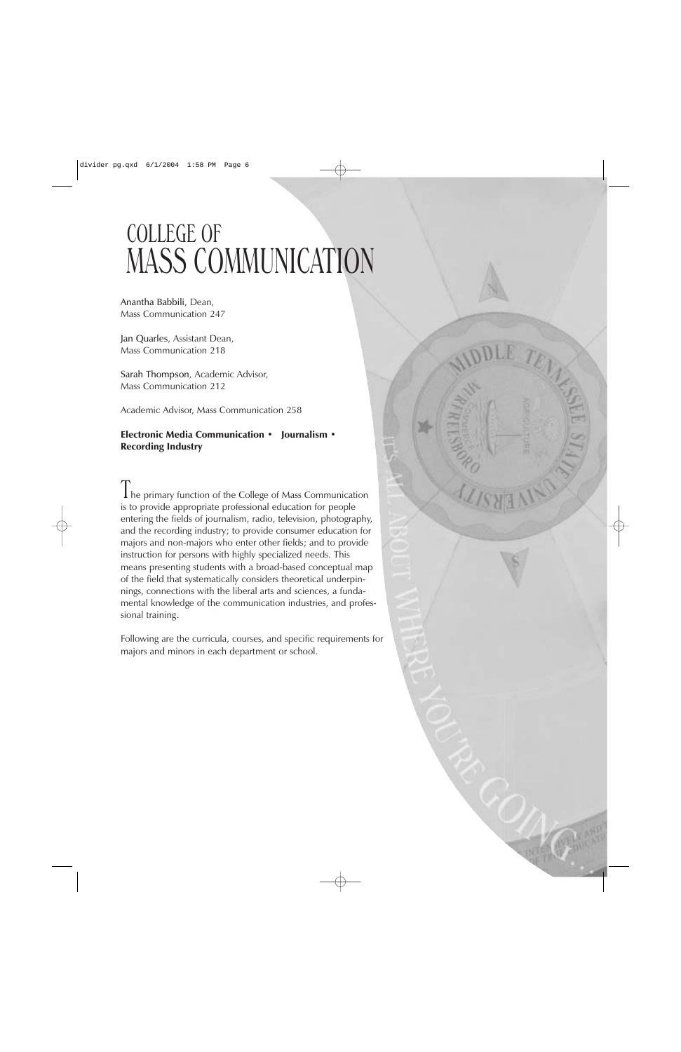# COLLEGE OF MASS COMMUNICATION

Anantha Babbili, Dean,
Mass Communication 247

Jan Quarles, Assistant Dean,
Mass Communication 218

Sarah Thompson, Academic Advisor,
Mass Communication 212

Academic Advisor, Mass Communication 258

**Electronic Media Communication • Journalism • Recording Industry**

The primary function of the College of Mass Communication is to provide appropriate professional education for people entering the fields of journalism, radio, television, photography, and the recording industry; to provide consumer education for majors and non-majors who enter other fields; and to provide instruction for persons with highly specialized needs. This means presenting students with a broad-based conceptual map of the field that systematically considers theoretical underpinnings, connections with the liberal arts and sciences, a fundamental knowledge of the communication industries, and professional training.

Following are the curricula, courses, and specific requirements for majors and minors in each department or school.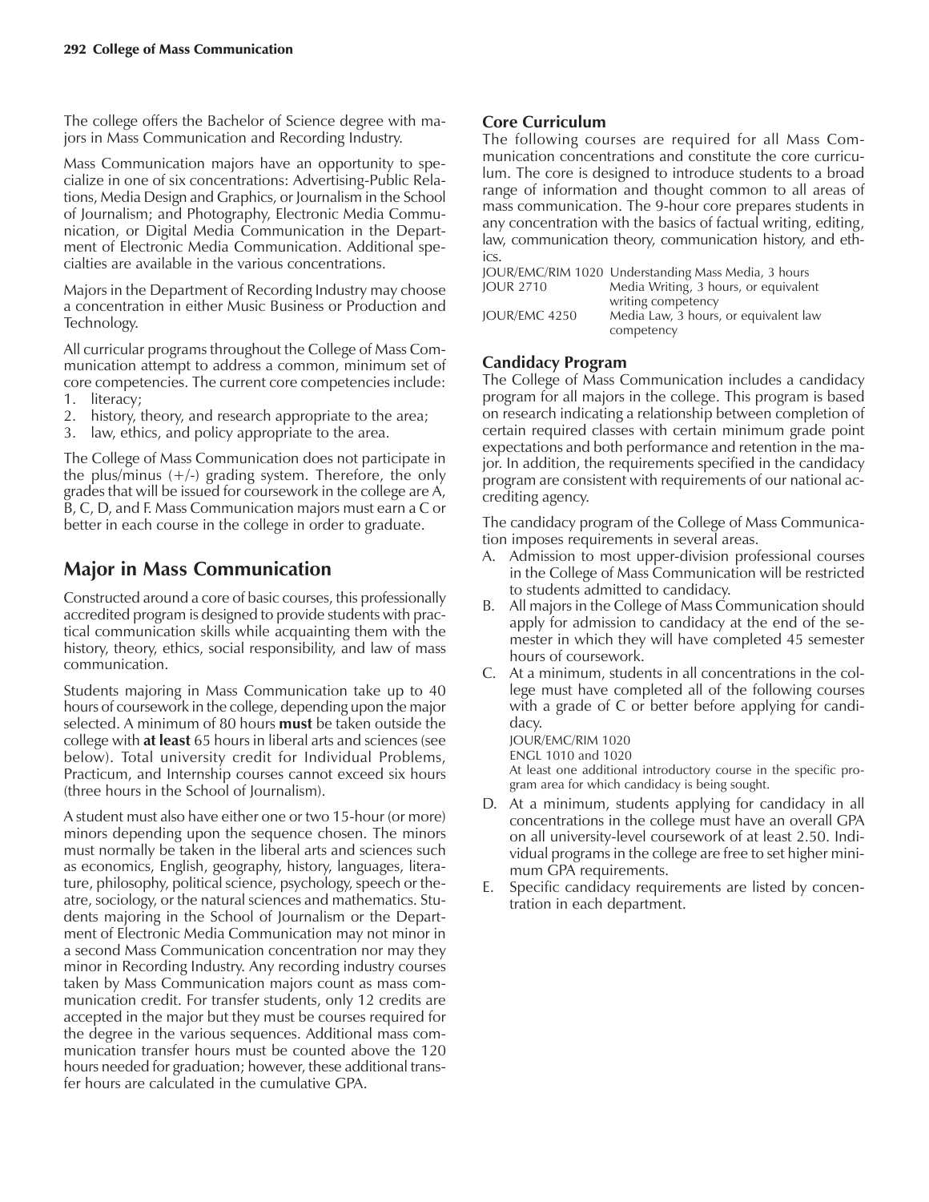The college offers the Bachelor of Science degree with majors in Mass Communication and Recording Industry.

Mass Communication majors have an opportunity to specialize in one of six concentrations: Advertising-Public Relations, Media Design and Graphics, or Journalism in the School of Journalism; and Photography, Electronic Media Communication, or Digital Media Communication in the Department of Electronic Media Communication. Additional specialties are available in the various concentrations.

Majors in the Department of Recording Industry may choose a concentration in either Music Business or Production and Technology.

All curricular programs throughout the College of Mass Communication attempt to address a common, minimum set of core competencies. The current core competencies include:

1. literacy;
2. history, theory, and research appropriate to the area;
3. law, ethics, and policy appropriate to the area.

The College of Mass Communication does not participate in the plus/minus (+/-) grading system. Therefore, the only grades that will be issued for coursework in the college are A, B, C, D, and F. Mass Communication majors must earn a C or better in each course in the college in order to graduate.

## Major in Mass Communication

Constructed around a core of basic courses, this professionally accredited program is designed to provide students with practical communication skills while acquainting them with the history, theory, ethics, social responsibility, and law of mass communication.

Students majoring in Mass Communication take up to 40 hours of coursework in the college, depending upon the major selected. A minimum of 80 hours **must** be taken outside the college with **at least** 65 hours in liberal arts and sciences (see below). Total university credit for Individual Problems, Practicum, and Internship courses cannot exceed six hours (three hours in the School of Journalism).

A student must also have either one or two 15-hour (or more) minors depending upon the sequence chosen. The minors must normally be taken in the liberal arts and sciences such as economics, English, geography, history, languages, literature, philosophy, political science, psychology, speech or theatre, sociology, or the natural sciences and mathematics. Students majoring in the School of Journalism or the Department of Electronic Media Communication may not minor in a second Mass Communication concentration nor may they minor in Recording Industry. Any recording industry courses taken by Mass Communication majors count as mass communication credit. For transfer students, only 12 credits are accepted in the major but they must be courses required for the degree in the various sequences. Additional mass communication transfer hours must be counted above the 120 hours needed for graduation; however, these additional transfer hours are calculated in the cumulative GPA.

### Core Curriculum

The following courses are required for all Mass Communication concentrations and constitute the core curriculum. The core is designed to introduce students to a broad range of information and thought common to all areas of mass communication. The 9-hour core prepares students in any concentration with the basics of factual writing, editing, law, communication theory, communication history, and ethics.

| | |
|---|---|
| JOUR/EMC/RIM 1020 | Understanding Mass Media, 3 hours |
| JOUR 2710 | Media Writing, 3 hours, or equivalent writing competency |
| JOUR/EMC 4250 | Media Law, 3 hours, or equivalent law competency |

### Candidacy Program

The College of Mass Communication includes a candidacy program for all majors in the college. This program is based on research indicating a relationship between completion of certain required classes with certain minimum grade point expectations and both performance and retention in the major. In addition, the requirements specified in the candidacy program are consistent with requirements of our national accrediting agency.

The candidacy program of the College of Mass Communication imposes requirements in several areas.

A. Admission to most upper-division professional courses in the College of Mass Communication will be restricted to students admitted to candidacy.

B. All majors in the College of Mass Communication should apply for admission to candidacy at the end of the semester in which they will have completed 45 semester hours of coursework.

C. At a minimum, students in all concentrations in the college must have completed all of the following courses with a grade of C or better before applying for candidacy.
   JOUR/EMC/RIM 1020
   ENGL 1010 and 1020
   At least one additional introductory course in the specific program area for which candidacy is being sought.

D. At a minimum, students applying for candidacy in all concentrations in the college must have an overall GPA on all university-level coursework of at least 2.50. Individual programs in the college are free to set higher minimum GPA requirements.

E. Specific candidacy requirements are listed by concentration in each department.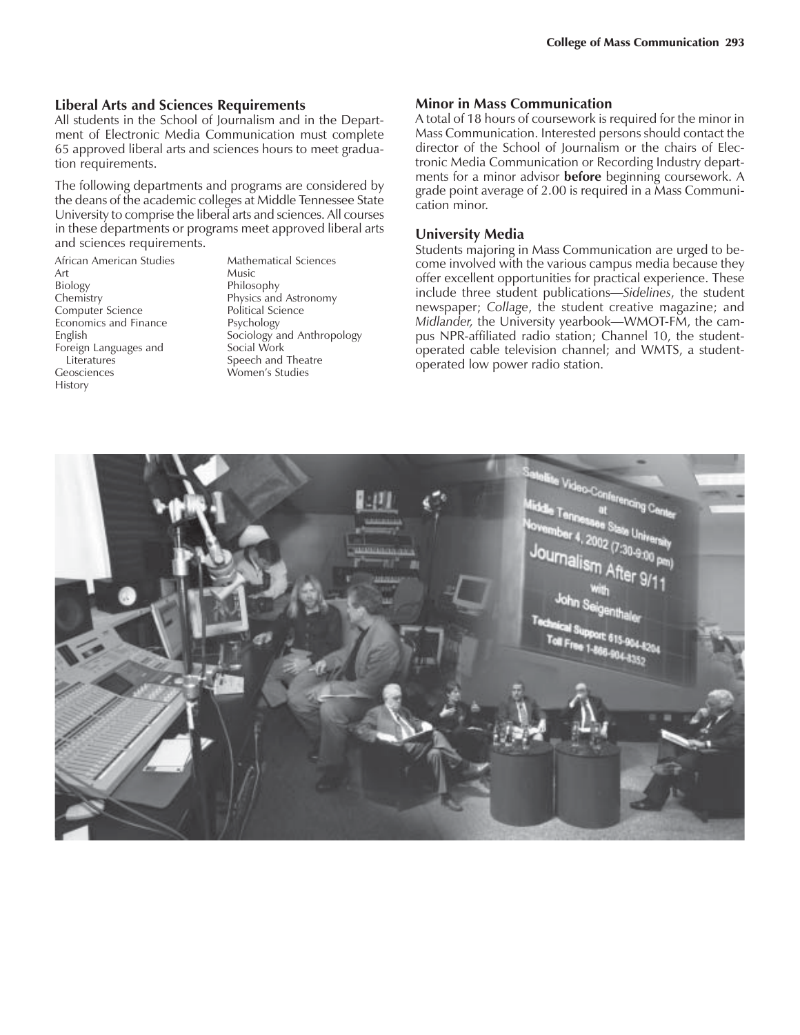### Liberal Arts and Sciences Requirements

All students in the School of Journalism and in the Department of Electronic Media Communication must complete 65 approved liberal arts and sciences hours to meet graduation requirements.

The following departments and programs are considered by the deans of the academic colleges at Middle Tennessee State University to comprise the liberal arts and sciences. All courses in these departments or programs meet approved liberal arts and sciences requirements.

- African American Studies
- Art
- Biology
- Chemistry
- Computer Science
- Economics and Finance
- English
- Foreign Languages and Literatures
- Geosciences
- History
- Mathematical Sciences
- Music
- Philosophy
- Physics and Astronomy
- Political Science
- Psychology
- Sociology and Anthropology
- Social Work
- Speech and Theatre
- Women's Studies

### Minor in Mass Communication

A total of 18 hours of coursework is required for the minor in Mass Communication. Interested persons should contact the director of the School of Journalism or the chairs of Electronic Media Communication or Recording Industry departments for a minor advisor **before** beginning coursework. A grade point average of 2.00 is required in a Mass Communication minor.

### University Media

Students majoring in Mass Communication are urged to become involved with the various campus media because they offer excellent opportunities for practical experience. These include three student publications—*Sidelines*, the student newspaper; *Collage*, the student creative magazine; and *Midlander,* the University yearbook—WMOT-FM, the campus NPR-affiliated radio station; Channel 10, the student-operated cable television channel; and WMTS, a student-operated low power radio station.